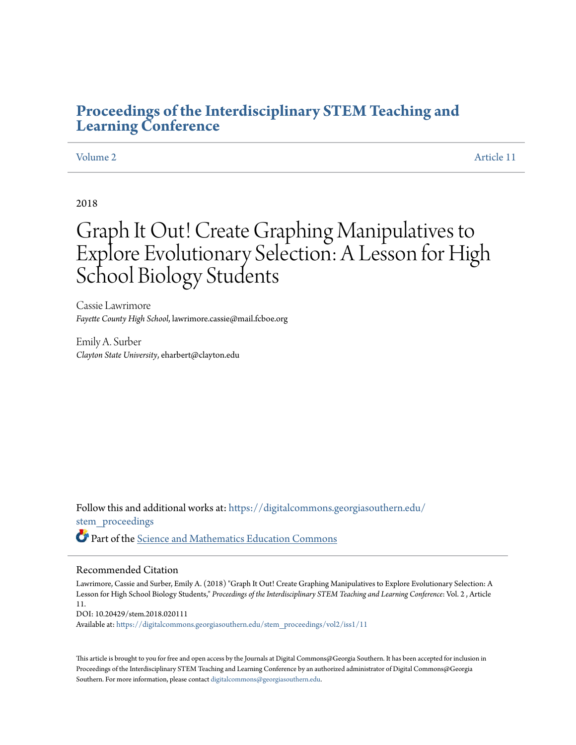# Proceedings of the Interdisciplinary STEM Teaching and Learning Conference

Volume 2 — Article 11

2018

# Graph It Out! Create Graphing Manipulatives to Explore Evolutionary Selection: A Lesson for High School Biology Students

Cassie Lawrimore
*Fayette County High School*, lawrimore.cassie@mail.fcboe.org

Emily A. Surber
*Clayton State University*, eharbert@clayton.edu

Follow this and additional works at: https://digitalcommons.georgiasouthern.edu/stem_proceedings

Part of the Science and Mathematics Education Commons

## Recommended Citation

Lawrimore, Cassie and Surber, Emily A. (2018) "Graph It Out! Create Graphing Manipulatives to Explore Evolutionary Selection: A Lesson for High School Biology Students," *Proceedings of the Interdisciplinary STEM Teaching and Learning Conference*: Vol. 2 , Article 11.
DOI: 10.20429/stem.2018.020111
Available at: https://digitalcommons.georgiasouthern.edu/stem_proceedings/vol2/iss1/11

This article is brought to you for free and open access by the Journals at Digital Commons@Georgia Southern. It has been accepted for inclusion in Proceedings of the Interdisciplinary STEM Teaching and Learning Conference by an authorized administrator of Digital Commons@Georgia Southern. For more information, please contact digitalcommons@georgiasouthern.edu.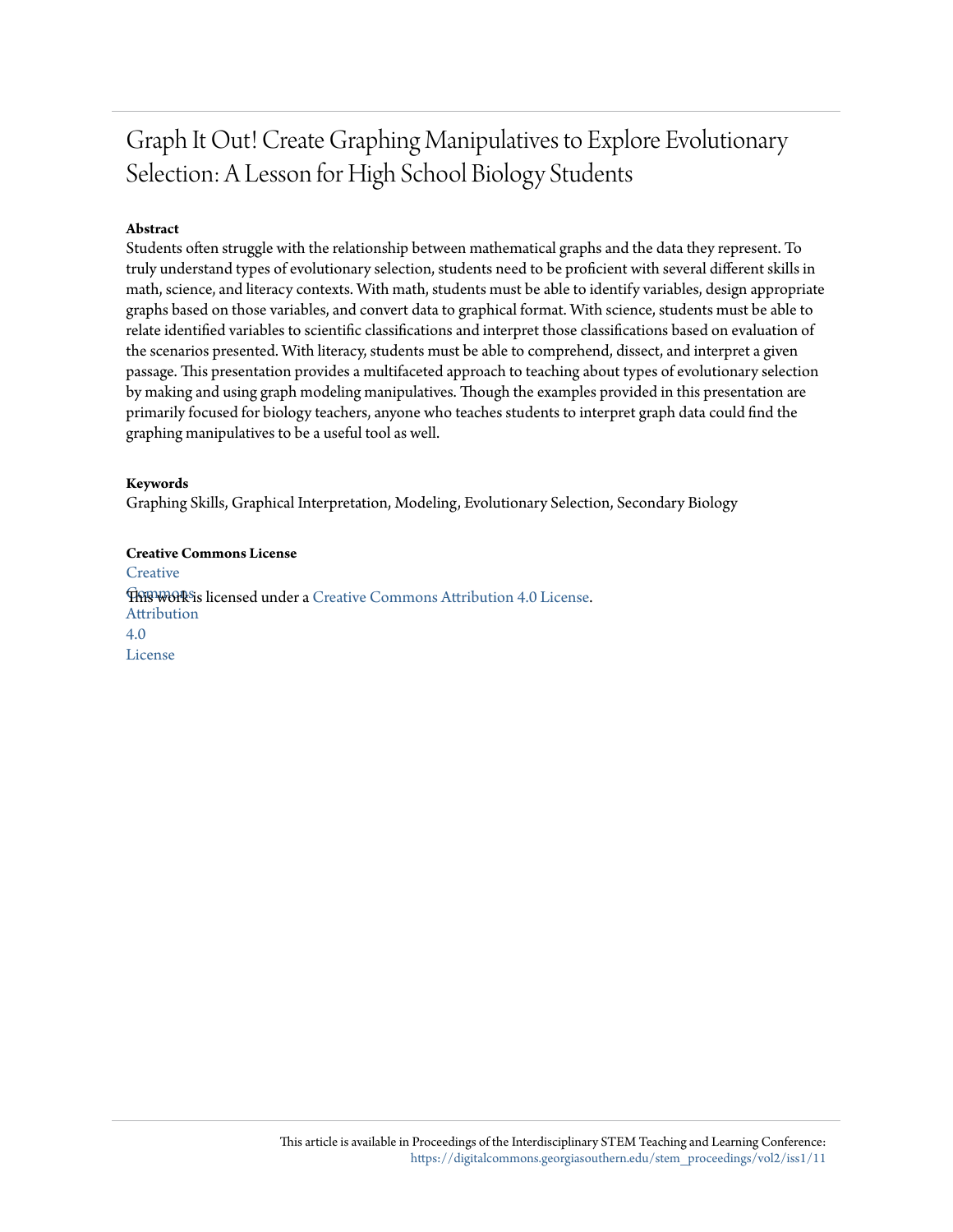# Graph It Out! Create Graphing Manipulatives to Explore Evolutionary Selection: A Lesson for High School Biology Students

**Abstract**

Students often struggle with the relationship between mathematical graphs and the data they represent. To truly understand types of evolutionary selection, students need to be proficient with several different skills in math, science, and literacy contexts. With math, students must be able to identify variables, design appropriate graphs based on those variables, and convert data to graphical format. With science, students must be able to relate identified variables to scientific classifications and interpret those classifications based on evaluation of the scenarios presented. With literacy, students must be able to comprehend, dissect, and interpret a given passage. This presentation provides a multifaceted approach to teaching about types of evolutionary selection by making and using graph modeling manipulatives. Though the examples provided in this presentation are primarily focused for biology teachers, anyone who teaches students to interpret graph data could find the graphing manipulatives to be a useful tool as well.

**Keywords**

Graphing Skills, Graphical Interpretation, Modeling, Evolutionary Selection, Secondary Biology

**Creative Commons License**

This work is licensed under a Creative Commons Attribution 4.0 License.

This article is available in Proceedings of the Interdisciplinary STEM Teaching and Learning Conference: https://digitalcommons.georgiasouthern.edu/stem_proceedings/vol2/iss1/11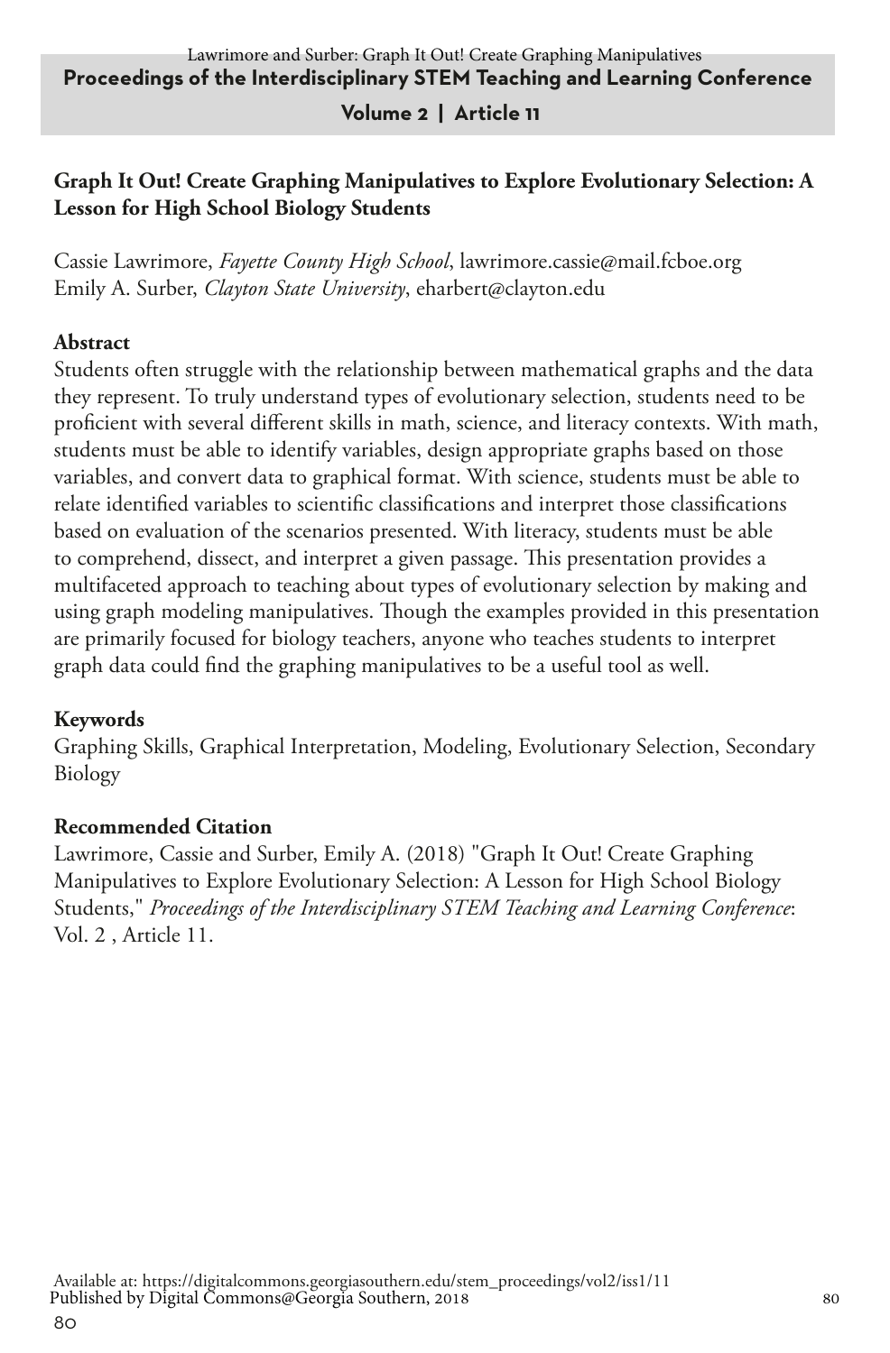## Graph It Out! Create Graphing Manipulatives to Explore Evolutionary Selection: A Lesson for High School Biology Students

Cassie Lawrimore, *Fayette County High School*, lawrimore.cassie@mail.fcboe.org
Emily A. Surber, *Clayton State University*, eharbert@clayton.edu

### Abstract

Students often struggle with the relationship between mathematical graphs and the data they represent. To truly understand types of evolutionary selection, students need to be proficient with several different skills in math, science, and literacy contexts. With math, students must be able to identify variables, design appropriate graphs based on those variables, and convert data to graphical format. With science, students must be able to relate identified variables to scientific classifications and interpret those classifications based on evaluation of the scenarios presented. With literacy, students must be able to comprehend, dissect, and interpret a given passage. This presentation provides a multifaceted approach to teaching about types of evolutionary selection by making and using graph modeling manipulatives. Though the examples provided in this presentation are primarily focused for biology teachers, anyone who teaches students to interpret graph data could find the graphing manipulatives to be a useful tool as well.

### Keywords

Graphing Skills, Graphical Interpretation, Modeling, Evolutionary Selection, Secondary Biology

### Recommended Citation

Lawrimore, Cassie and Surber, Emily A. (2018) "Graph It Out! Create Graphing Manipulatives to Explore Evolutionary Selection: A Lesson for High School Biology Students," *Proceedings of the Interdisciplinary STEM Teaching and Learning Conference*: Vol. 2 , Article 11.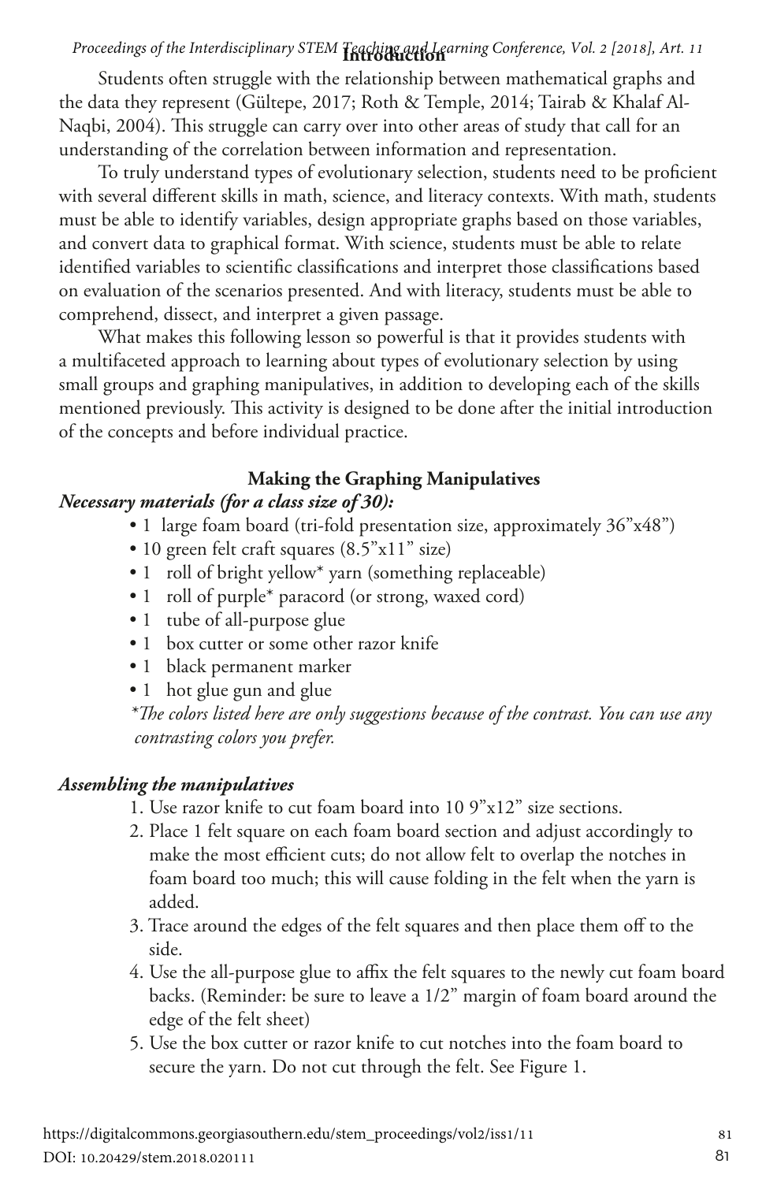## Introduction

Students often struggle with the relationship between mathematical graphs and the data they represent (Gültepe, 2017; Roth & Temple, 2014; Tairab & Khalaf Al-Naqbi, 2004). This struggle can carry over into other areas of study that call for an understanding of the correlation between information and representation.

To truly understand types of evolutionary selection, students need to be proficient with several different skills in math, science, and literacy contexts. With math, students must be able to identify variables, design appropriate graphs based on those variables, and convert data to graphical format. With science, students must be able to relate identified variables to scientific classifications and interpret those classifications based on evaluation of the scenarios presented. And with literacy, students must be able to comprehend, dissect, and interpret a given passage.

What makes this following lesson so powerful is that it provides students with a multifaceted approach to learning about types of evolutionary selection by using small groups and graphing manipulatives, in addition to developing each of the skills mentioned previously. This activity is designed to be done after the initial introduction of the concepts and before individual practice.

### Making the Graphing Manipulatives

***Necessary materials (for a class size of 30):***

- 1 large foam board (tri-fold presentation size, approximately 36"x48")
- 10 green felt craft squares (8.5"x11" size)
- 1 roll of bright yellow* yarn (something replaceable)
- 1 roll of purple* paracord (or strong, waxed cord)
- 1 tube of all-purpose glue
- 1 box cutter or some other razor knife
- 1 black permanent marker
- 1 hot glue gun and glue

*\*The colors listed here are only suggestions because of the contrast. You can use any contrasting colors you prefer.*

***Assembling the manipulatives***

1. Use razor knife to cut foam board into 10 9"x12" size sections.
2. Place 1 felt square on each foam board section and adjust accordingly to make the most efficient cuts; do not allow felt to overlap the notches in foam board too much; this will cause folding in the felt when the yarn is added.
3. Trace around the edges of the felt squares and then place them off to the side.
4. Use the all-purpose glue to affix the felt squares to the newly cut foam board backs. (Reminder: be sure to leave a 1/2" margin of foam board around the edge of the felt sheet)
5. Use the box cutter or razor knife to cut notches into the foam board to secure the yarn. Do not cut through the felt. See Figure 1.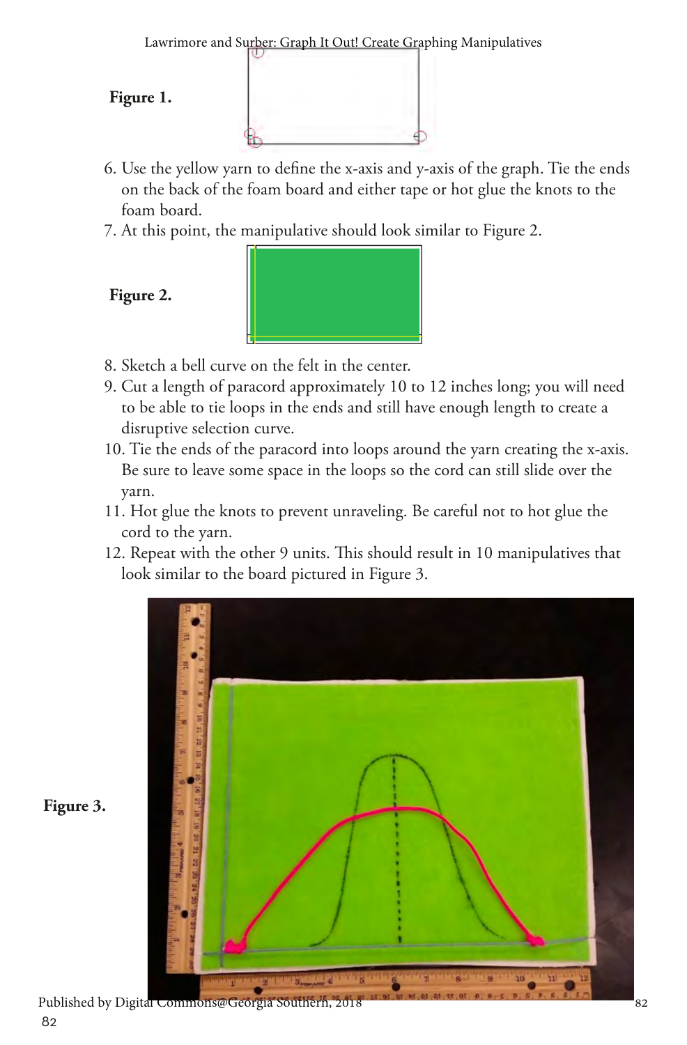**Figure 1.**

6. Use the yellow yarn to define the x-axis and y-axis of the graph. Tie the ends on the back of the foam board and either tape or hot glue the knots to the foam board.
7. At this point, the manipulative should look similar to Figure 2.

**Figure 2.**

8. Sketch a bell curve on the felt in the center.
9. Cut a length of paracord approximately 10 to 12 inches long; you will need to be able to tie loops in the ends and still have enough length to create a disruptive selection curve.
10. Tie the ends of the paracord into loops around the yarn creating the x-axis. Be sure to leave some space in the loops so the cord can still slide over the yarn.
11. Hot glue the knots to prevent unraveling. Be careful not to hot glue the cord to the yarn.
12. Repeat with the other 9 units. This should result in 10 manipulatives that look similar to the board pictured in Figure 3.

**Figure 3.**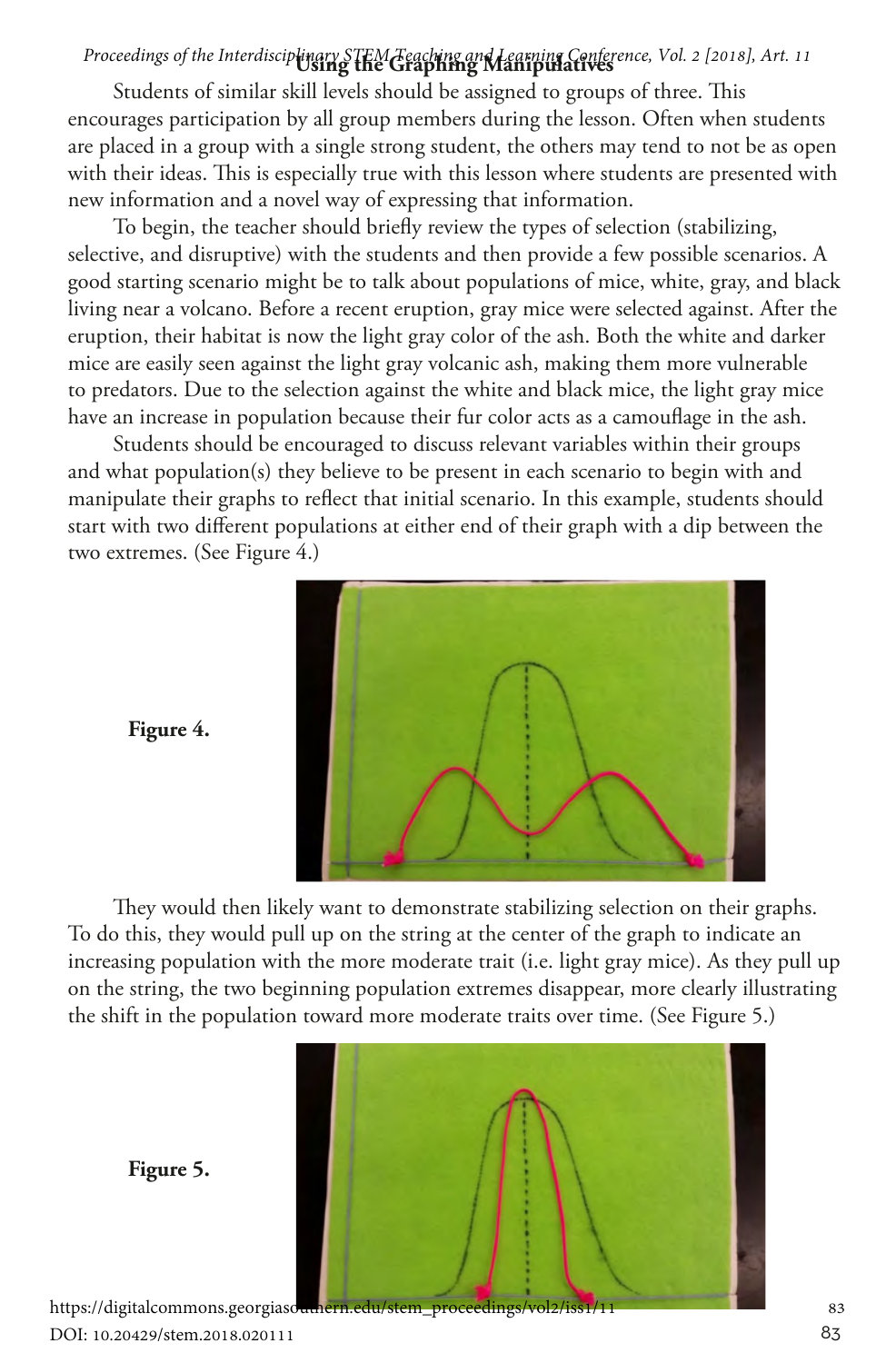Students of similar skill levels should be assigned to groups of three. This encourages participation by all group members during the lesson. Often when students are placed in a group with a single strong student, the others may tend to not be as open with their ideas. This is especially true with this lesson where students are presented with new information and a novel way of expressing that information.

To begin, the teacher should briefly review the types of selection (stabilizing, selective, and disruptive) with the students and then provide a few possible scenarios. A good starting scenario might be to talk about populations of mice, white, gray, and black living near a volcano. Before a recent eruption, gray mice were selected against. After the eruption, their habitat is now the light gray color of the ash. Both the white and darker mice are easily seen against the light gray volcanic ash, making them more vulnerable to predators. Due to the selection against the white and black mice, the light gray mice have an increase in population because their fur color acts as a camouflage in the ash.

Students should be encouraged to discuss relevant variables within their groups and what population(s) they believe to be present in each scenario to begin with and manipulate their graphs to reflect that initial scenario. In this example, students should start with two different populations at either end of their graph with a dip between the two extremes. (See Figure 4.)

**Figure 4.**

They would then likely want to demonstrate stabilizing selection on their graphs. To do this, they would pull up on the string at the center of the graph to indicate an increasing population with the more moderate trait (i.e. light gray mice). As they pull up on the string, the two beginning population extremes disappear, more clearly illustrating the shift in the population toward more moderate traits over time. (See Figure 5.)

**Figure 5.**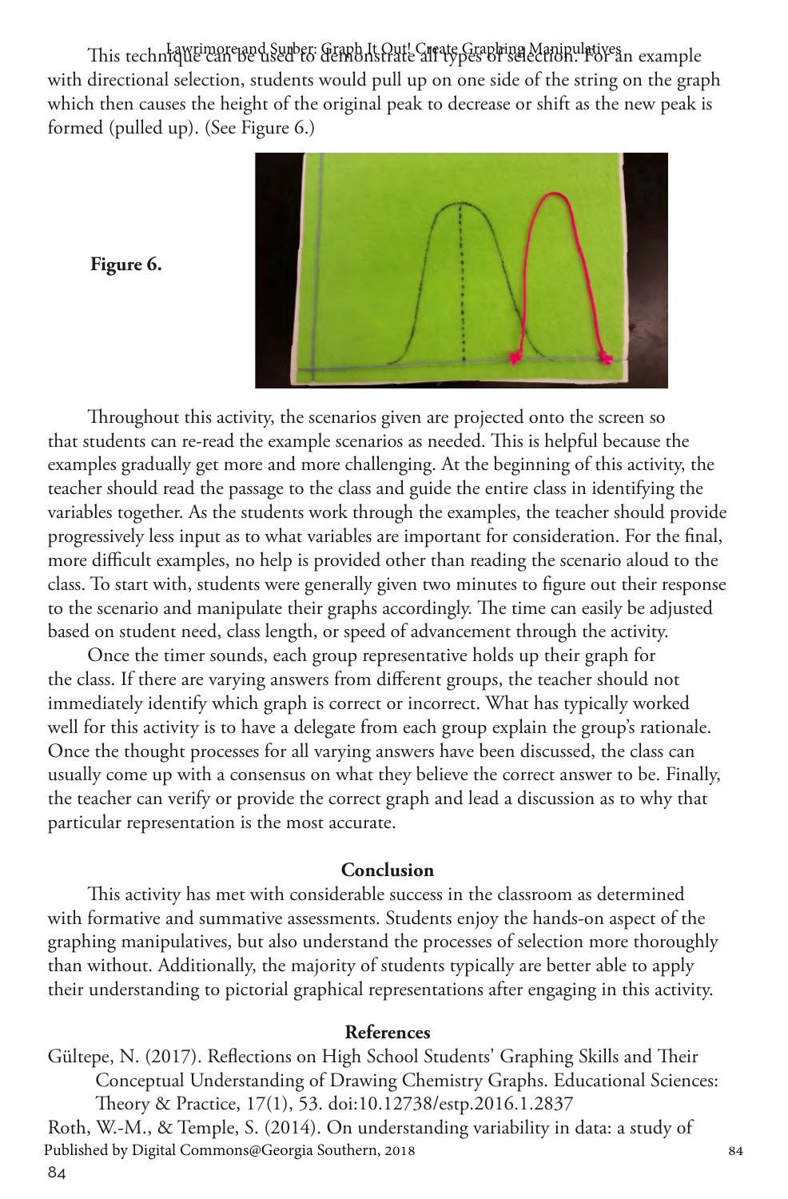This technique can be used to demonstrate all types of selection. For an example with directional selection, students would pull up on one side of the string on the graph which then causes the height of the original peak to decrease or shift as the new peak is formed (pulled up). (See Figure 6.)

**Figure 6.**

Throughout this activity, the scenarios given are projected onto the screen so that students can re-read the example scenarios as needed. This is helpful because the examples gradually get more and more challenging. At the beginning of this activity, the teacher should read the passage to the class and guide the entire class in identifying the variables together. As the students work through the examples, the teacher should provide progressively less input as to what variables are important for consideration. For the final, more difficult examples, no help is provided other than reading the scenario aloud to the class. To start with, students were generally given two minutes to figure out their response to the scenario and manipulate their graphs accordingly. The time can easily be adjusted based on student need, class length, or speed of advancement through the activity.

Once the timer sounds, each group representative holds up their graph for the class. If there are varying answers from different groups, the teacher should not immediately identify which graph is correct or incorrect. What has typically worked well for this activity is to have a delegate from each group explain the group's rationale. Once the thought processes for all varying answers have been discussed, the class can usually come up with a consensus on what they believe the correct answer to be. Finally, the teacher can verify or provide the correct graph and lead a discussion as to why that particular representation is the most accurate.

## Conclusion

This activity has met with considerable success in the classroom as determined with formative and summative assessments. Students enjoy the hands-on aspect of the graphing manipulatives, but also understand the processes of selection more thoroughly than without. Additionally, the majority of students typically are better able to apply their understanding to pictorial graphical representations after engaging in this activity.

## References

Gültepe, N. (2017). Reflections on High School Students' Graphing Skills and Their Conceptual Understanding of Drawing Chemistry Graphs. Educational Sciences: Theory & Practice, 17(1), 53. doi:10.12738/estp.2016.1.2837

Roth, W.-M., & Temple, S. (2014). On understanding variability in data: a study of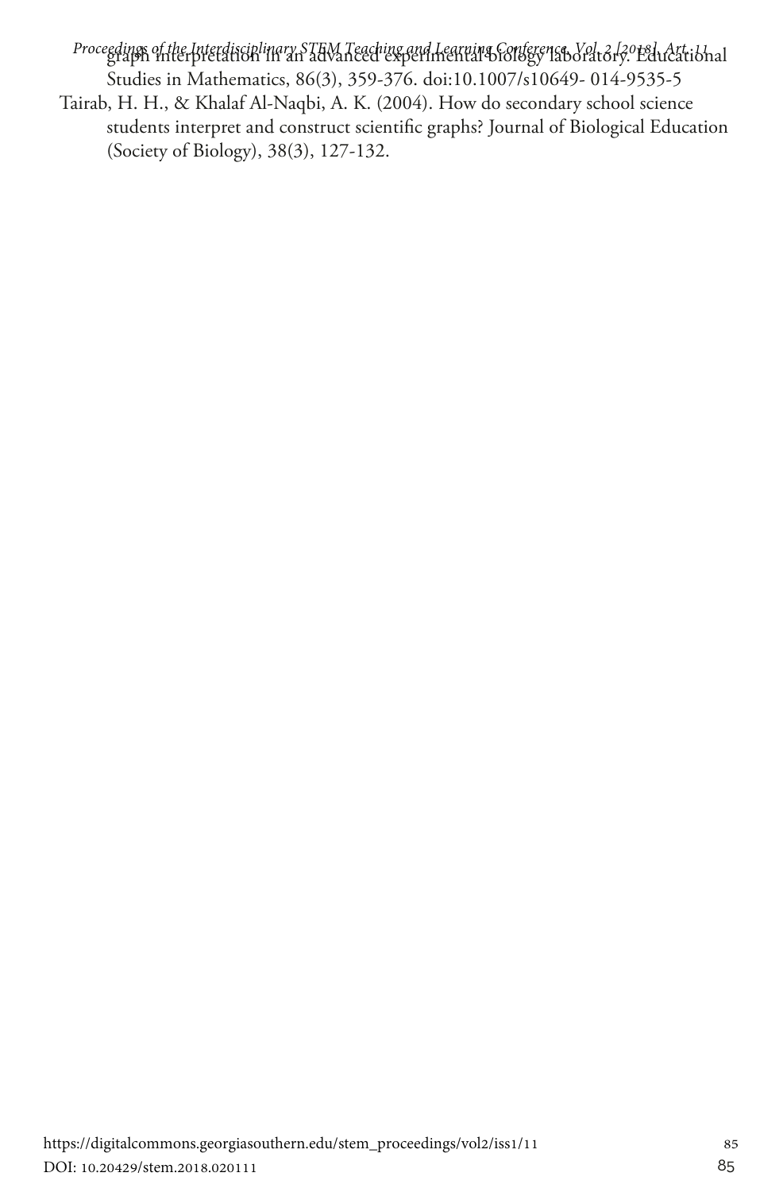graph interpretation in an advanced experimental biology laboratory. Educational Studies in Mathematics, 86(3), 359-376. doi:10.1007/s10649- 014-9535-5

Tairab, H. H., & Khalaf Al-Naqbi, A. K. (2004). How do secondary school science students interpret and construct scientific graphs? Journal of Biological Education (Society of Biology), 38(3), 127-132.